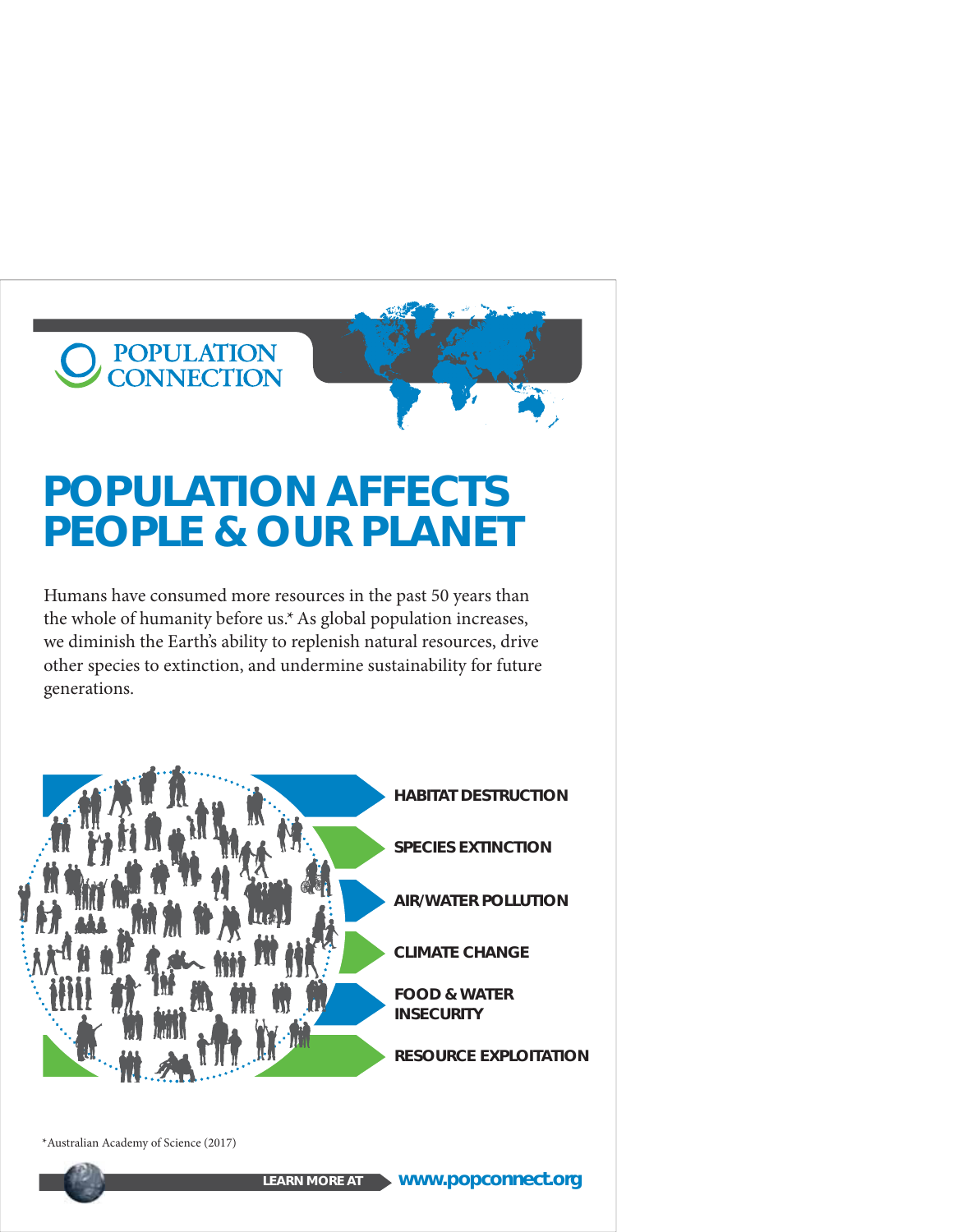POPULATION CONNECTION

# POPULATION AFFECTS PEOPLE & OUR PLANET

Humans have consumed more resources in the past 50 years than the whole of humanity before us.* As global population increases, we diminish the Earth's ability to replenish natural resources, drive other species to extinction, and undermine sustainability for future generations.

- **HABITAT DESTRUCTION**
- **SPECIES EXTINCTION**
- **AIR/WATER POLLUTION**
- **CLIMATE CHANGE**
- **FOOD & WATER INSECURITY**
- **RESOURCE EXPLOITATION**

*Australian Academy of Science (2017)

**LEARN MORE AT** **www.popconnect.org**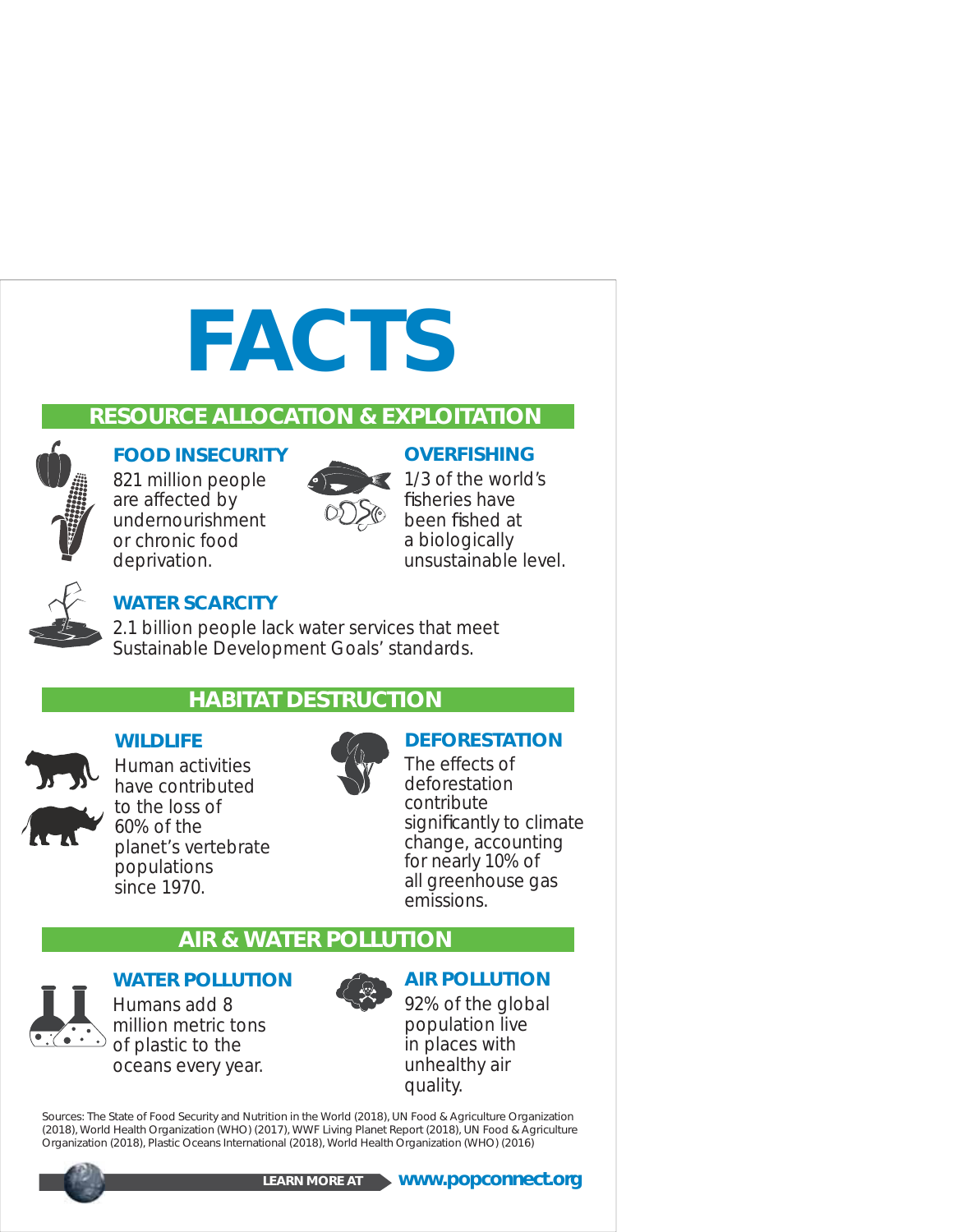# FACTS

## RESOURCE ALLOCATION & EXPLOITATION

### FOOD INSECURITY

821 million people are affected by undernourishment or chronic food deprivation.

### OVERFISHING

1/3 of the world's fisheries have been fished at a biologically unsustainable level.

### WATER SCARCITY

2.1 billion people lack water services that meet Sustainable Development Goals' standards.

## HABITAT DESTRUCTION

### WILDLIFE

Human activities have contributed to the loss of 60% of the planet's vertebrate populations since 1970.

### DEFORESTATION

The effects of deforestation contribute significantly to climate change, accounting for nearly 10% of all greenhouse gas emissions.

## AIR & WATER POLLUTION

### WATER POLLUTION

Humans add 8 million metric tons of plastic to the oceans every year.

### AIR POLLUTION

92% of the global population live in places with unhealthy air quality.

Sources: The State of Food Security and Nutrition in the World (2018), UN Food & Agriculture Organization (2018), World Health Organization (WHO) (2017), WWF Living Planet Report (2018), UN Food & Agriculture Organization (2018), Plastic Oceans International (2018), World Health Organization (WHO) (2016)

**LEARN MORE AT** **www.popconnect.org**